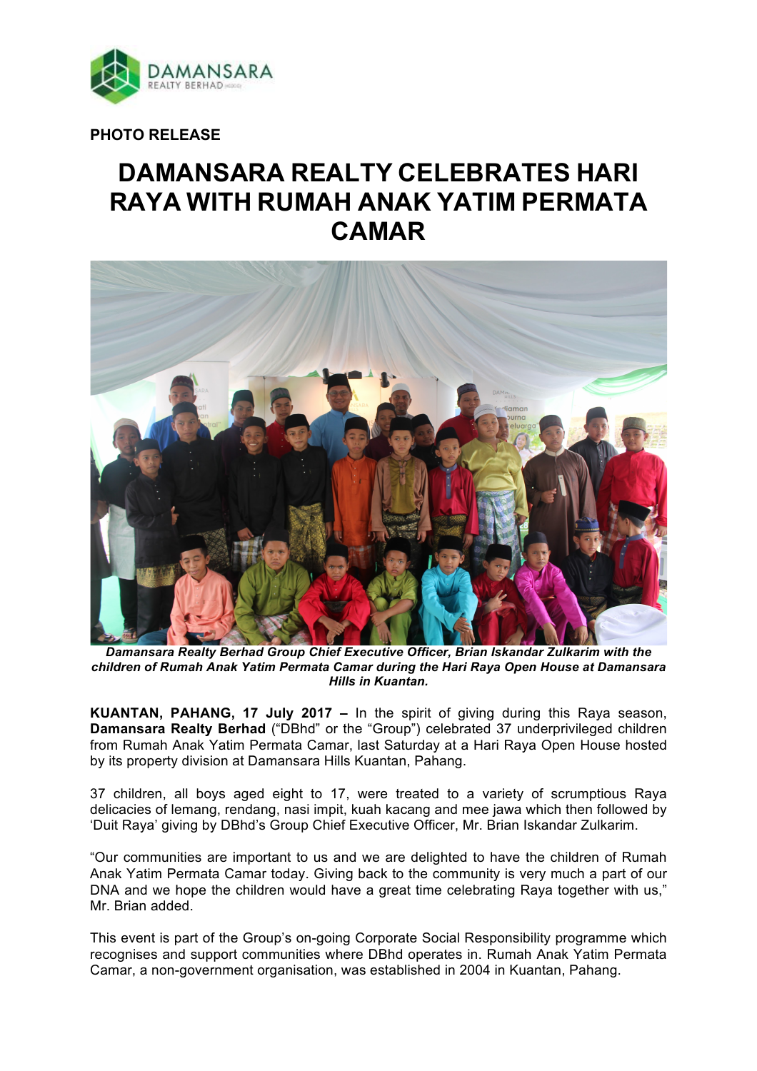PHOTO RELEASE

# DAMANSARA REALTY CELEBRATES HARI RAYA WITH RUMAH ANAK YATIM PERMATA CAMAR

***Damansara Realty Berhad Group Chief Executive Officer, Brian Iskandar Zulkarim with the children of Rumah Anak Yatim Permata Camar during the Hari Raya Open House at Damansara Hills in Kuantan.***

**KUANTAN, PAHANG, 17 July 2017 –** In the spirit of giving during this Raya season, **Damansara Realty Berhad** ("DBhd" or the "Group") celebrated 37 underprivileged children from Rumah Anak Yatim Permata Camar, last Saturday at a Hari Raya Open House hosted by its property division at Damansara Hills Kuantan, Pahang.

37 children, all boys aged eight to 17, were treated to a variety of scrumptious Raya delicacies of lemang, rendang, nasi impit, kuah kacang and mee jawa which then followed by 'Duit Raya' giving by DBhd's Group Chief Executive Officer, Mr. Brian Iskandar Zulkarim.

"Our communities are important to us and we are delighted to have the children of Rumah Anak Yatim Permata Camar today. Giving back to the community is very much a part of our DNA and we hope the children would have a great time celebrating Raya together with us," Mr. Brian added.

This event is part of the Group's on-going Corporate Social Responsibility programme which recognises and support communities where DBhd operates in. Rumah Anak Yatim Permata Camar, a non-government organisation, was established in 2004 in Kuantan, Pahang.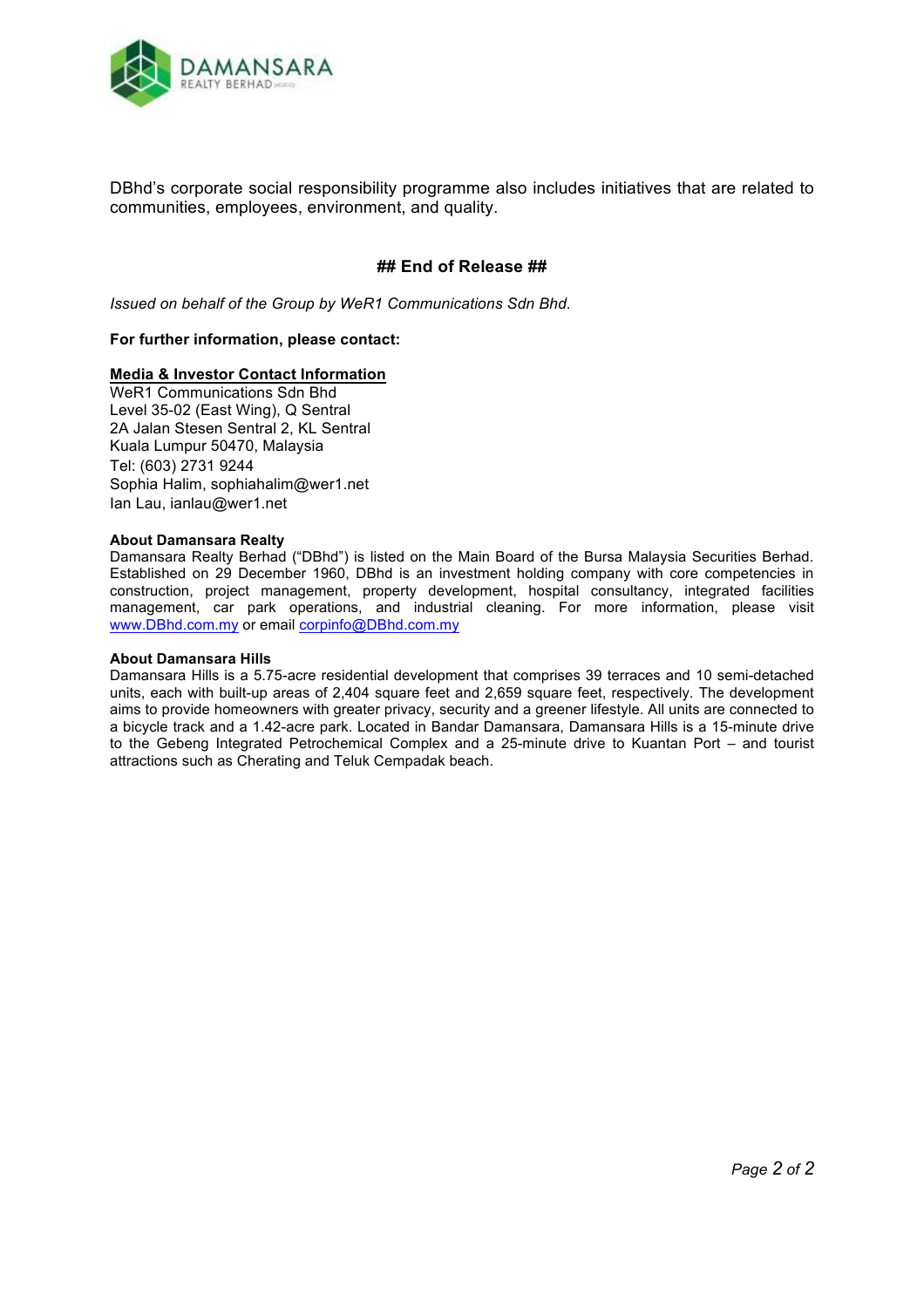DBhd's corporate social responsibility programme also includes initiatives that are related to communities, employees, environment, and quality.

**## End of Release ##**

*Issued on behalf of the Group by WeR1 Communications Sdn Bhd.*

**For further information, please contact:**

**Media & Investor Contact Information**
WeR1 Communications Sdn Bhd
Level 35-02 (East Wing), Q Sentral
2A Jalan Stesen Sentral 2, KL Sentral
Kuala Lumpur 50470, Malaysia
Tel: (603) 2731 9244
Sophia Halim, sophiahalim@wer1.net
Ian Lau, ianlau@wer1.net

**About Damansara Realty**
Damansara Realty Berhad ("DBhd") is listed on the Main Board of the Bursa Malaysia Securities Berhad. Established on 29 December 1960, DBhd is an investment holding company with core competencies in construction, project management, property development, hospital consultancy, integrated facilities management, car park operations, and industrial cleaning. For more information, please visit www.DBhd.com.my or email corpinfo@DBhd.com.my

**About Damansara Hills**
Damansara Hills is a 5.75-acre residential development that comprises 39 terraces and 10 semi-detached units, each with built-up areas of 2,404 square feet and 2,659 square feet, respectively. The development aims to provide homeowners with greater privacy, security and a greener lifestyle. All units are connected to a bicycle track and a 1.42-acre park. Located in Bandar Damansara, Damansara Hills is a 15-minute drive to the Gebeng Integrated Petrochemical Complex and a 25-minute drive to Kuantan Port – and tourist attractions such as Cherating and Teluk Cempadak beach.